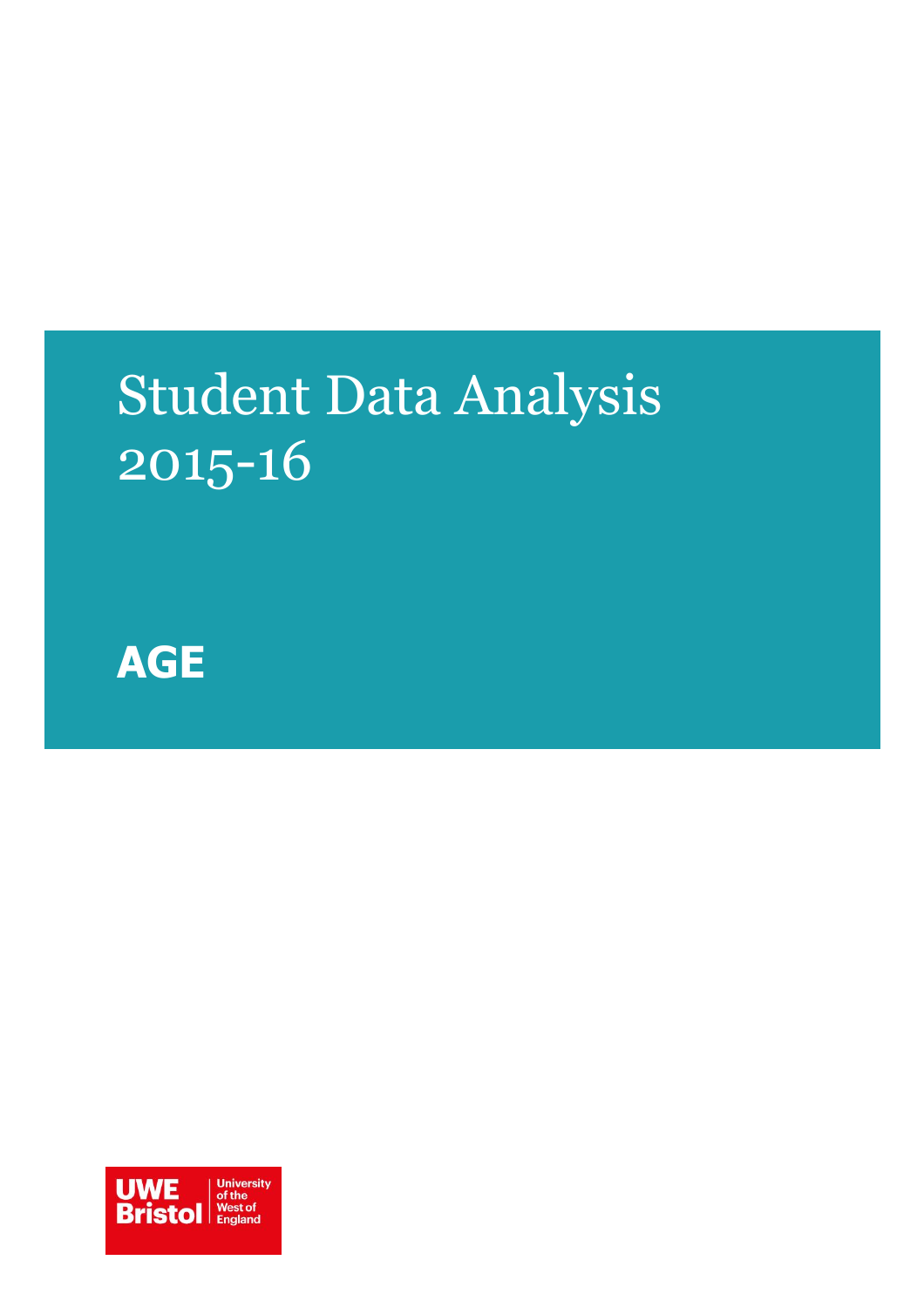# Student Data Analysis 2015-16

## AGE

UWE Bristol | University of the West of England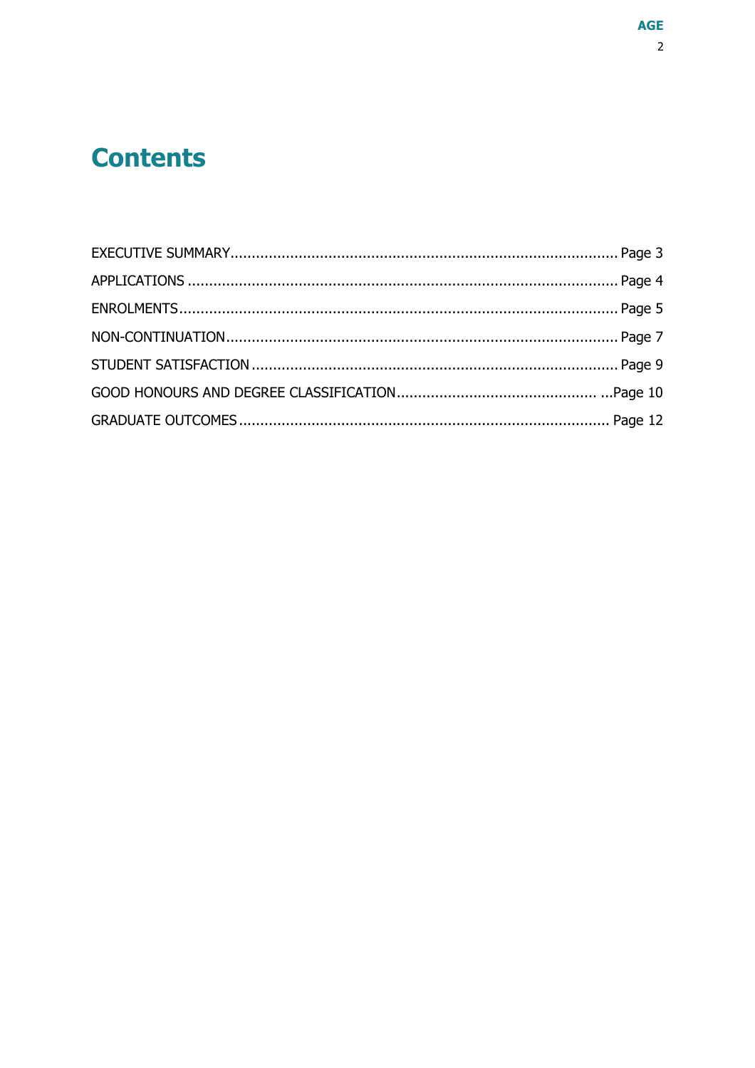# Contents

EXECUTIVE SUMMARY........................................................................................ Page 3

APPLICATIONS ................................................................................................ Page 4

ENROLMENTS................................................................................................... Page 5

NON-CONTINUATION......................................................................................... Page 7

STUDENT SATISFACTION .................................................................................. Page 9

GOOD HONOURS AND DEGREE CLASSIFICATION............................................... ...Page 10

GRADUATE OUTCOMES .................................................................................... Page 12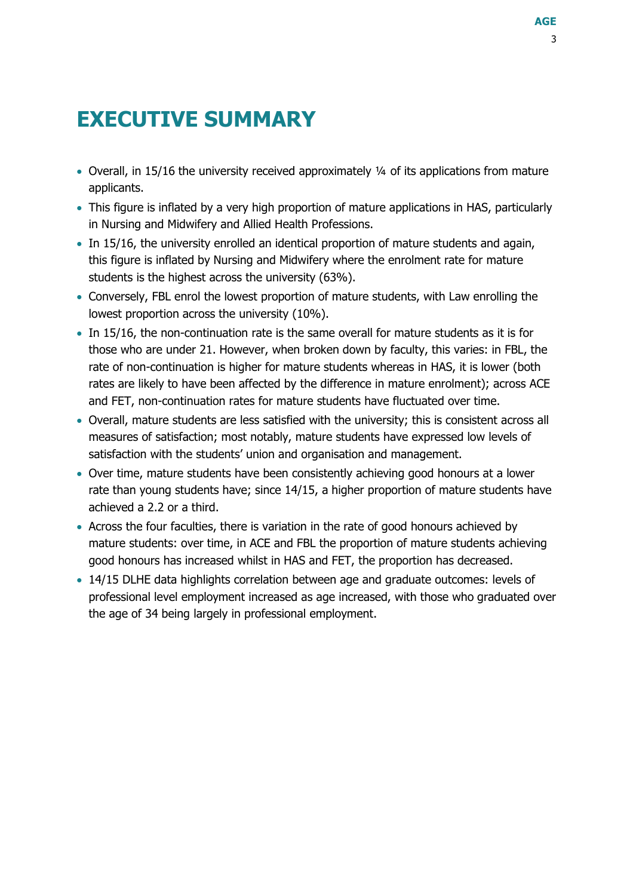# EXECUTIVE SUMMARY

- Overall, in 15/16 the university received approximately ¼ of its applications from mature applicants.
- This figure is inflated by a very high proportion of mature applications in HAS, particularly in Nursing and Midwifery and Allied Health Professions.
- In 15/16, the university enrolled an identical proportion of mature students and again, this figure is inflated by Nursing and Midwifery where the enrolment rate for mature students is the highest across the university (63%).
- Conversely, FBL enrol the lowest proportion of mature students, with Law enrolling the lowest proportion across the university (10%).
- In 15/16, the non-continuation rate is the same overall for mature students as it is for those who are under 21. However, when broken down by faculty, this varies: in FBL, the rate of non-continuation is higher for mature students whereas in HAS, it is lower (both rates are likely to have been affected by the difference in mature enrolment); across ACE and FET, non-continuation rates for mature students have fluctuated over time.
- Overall, mature students are less satisfied with the university; this is consistent across all measures of satisfaction; most notably, mature students have expressed low levels of satisfaction with the students' union and organisation and management.
- Over time, mature students have been consistently achieving good honours at a lower rate than young students have; since 14/15, a higher proportion of mature students have achieved a 2.2 or a third.
- Across the four faculties, there is variation in the rate of good honours achieved by mature students: over time, in ACE and FBL the proportion of mature students achieving good honours has increased whilst in HAS and FET, the proportion has decreased.
- 14/15 DLHE data highlights correlation between age and graduate outcomes: levels of professional level employment increased as age increased, with those who graduated over the age of 34 being largely in professional employment.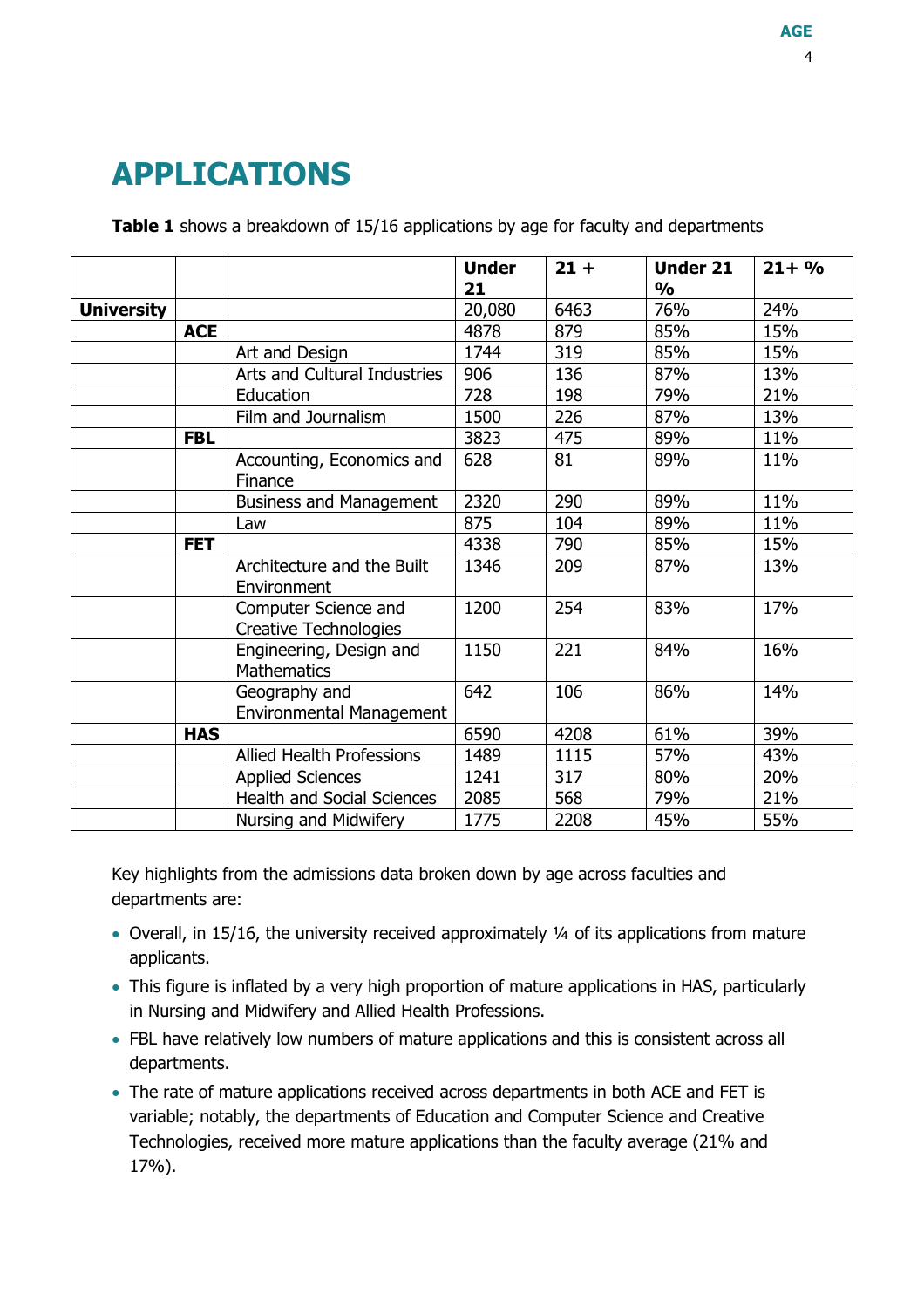# APPLICATIONS

**Table 1** shows a breakdown of 15/16 applications by age for faculty and departments

| | | | Under 21 | 21 + | Under 21 % | 21+ % |
|---|---|---|---|---|---|---|
| **University** | | | 20,080 | 6463 | 76% | 24% |
| | **ACE** | | 4878 | 879 | 85% | 15% |
| | | Art and Design | 1744 | 319 | 85% | 15% |
| | | Arts and Cultural Industries | 906 | 136 | 87% | 13% |
| | | Education | 728 | 198 | 79% | 21% |
| | | Film and Journalism | 1500 | 226 | 87% | 13% |
| | **FBL** | | 3823 | 475 | 89% | 11% |
| | | Accounting, Economics and Finance | 628 | 81 | 89% | 11% |
| | | Business and Management | 2320 | 290 | 89% | 11% |
| | | Law | 875 | 104 | 89% | 11% |
| | **FET** | | 4338 | 790 | 85% | 15% |
| | | Architecture and the Built Environment | 1346 | 209 | 87% | 13% |
| | | Computer Science and Creative Technologies | 1200 | 254 | 83% | 17% |
| | | Engineering, Design and Mathematics | 1150 | 221 | 84% | 16% |
| | | Geography and Environmental Management | 642 | 106 | 86% | 14% |
| | **HAS** | | 6590 | 4208 | 61% | 39% |
| | | Allied Health Professions | 1489 | 1115 | 57% | 43% |
| | | Applied Sciences | 1241 | 317 | 80% | 20% |
| | | Health and Social Sciences | 2085 | 568 | 79% | 21% |
| | | Nursing and Midwifery | 1775 | 2208 | 45% | 55% |

Key highlights from the admissions data broken down by age across faculties and departments are:

- Overall, in 15/16, the university received approximately ¼ of its applications from mature applicants.
- This figure is inflated by a very high proportion of mature applications in HAS, particularly in Nursing and Midwifery and Allied Health Professions.
- FBL have relatively low numbers of mature applications and this is consistent across all departments.
- The rate of mature applications received across departments in both ACE and FET is variable; notably, the departments of Education and Computer Science and Creative Technologies, received more mature applications than the faculty average (21% and 17%).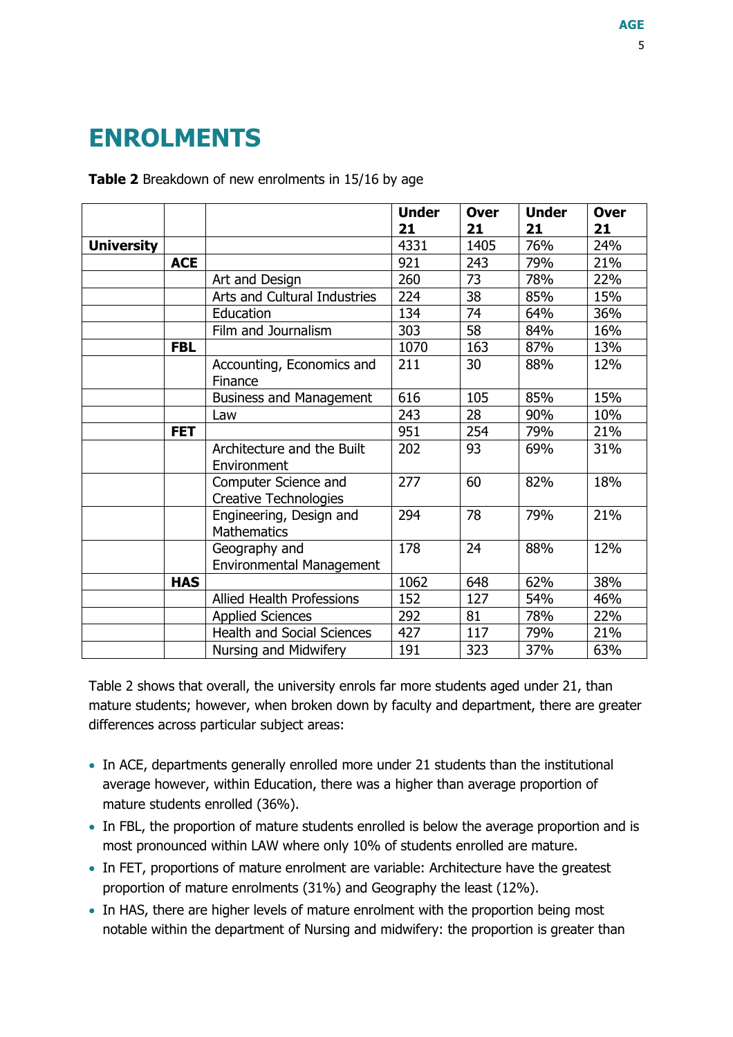# ENROLMENTS

**Table 2** Breakdown of new enrolments in 15/16 by age

| | | | Under 21 | Over 21 | Under 21 | Over 21 |
|---|---|---|---|---|---|---|
| **University** | | | 4331 | 1405 | 76% | 24% |
| | **ACE** | | 921 | 243 | 79% | 21% |
| | | Art and Design | 260 | 73 | 78% | 22% |
| | | Arts and Cultural Industries | 224 | 38 | 85% | 15% |
| | | Education | 134 | 74 | 64% | 36% |
| | | Film and Journalism | 303 | 58 | 84% | 16% |
| | **FBL** | | 1070 | 163 | 87% | 13% |
| | | Accounting, Economics and Finance | 211 | 30 | 88% | 12% |
| | | Business and Management | 616 | 105 | 85% | 15% |
| | | Law | 243 | 28 | 90% | 10% |
| | **FET** | | 951 | 254 | 79% | 21% |
| | | Architecture and the Built Environment | 202 | 93 | 69% | 31% |
| | | Computer Science and Creative Technologies | 277 | 60 | 82% | 18% |
| | | Engineering, Design and Mathematics | 294 | 78 | 79% | 21% |
| | | Geography and Environmental Management | 178 | 24 | 88% | 12% |
| | **HAS** | | 1062 | 648 | 62% | 38% |
| | | Allied Health Professions | 152 | 127 | 54% | 46% |
| | | Applied Sciences | 292 | 81 | 78% | 22% |
| | | Health and Social Sciences | 427 | 117 | 79% | 21% |
| | | Nursing and Midwifery | 191 | 323 | 37% | 63% |

Table 2 shows that overall, the university enrols far more students aged under 21, than mature students; however, when broken down by faculty and department, there are greater differences across particular subject areas:

- In ACE, departments generally enrolled more under 21 students than the institutional average however, within Education, there was a higher than average proportion of mature students enrolled (36%).
- In FBL, the proportion of mature students enrolled is below the average proportion and is most pronounced within LAW where only 10% of students enrolled are mature.
- In FET, proportions of mature enrolment are variable: Architecture have the greatest proportion of mature enrolments (31%) and Geography the least (12%).
- In HAS, there are higher levels of mature enrolment with the proportion being most notable within the department of Nursing and midwifery: the proportion is greater than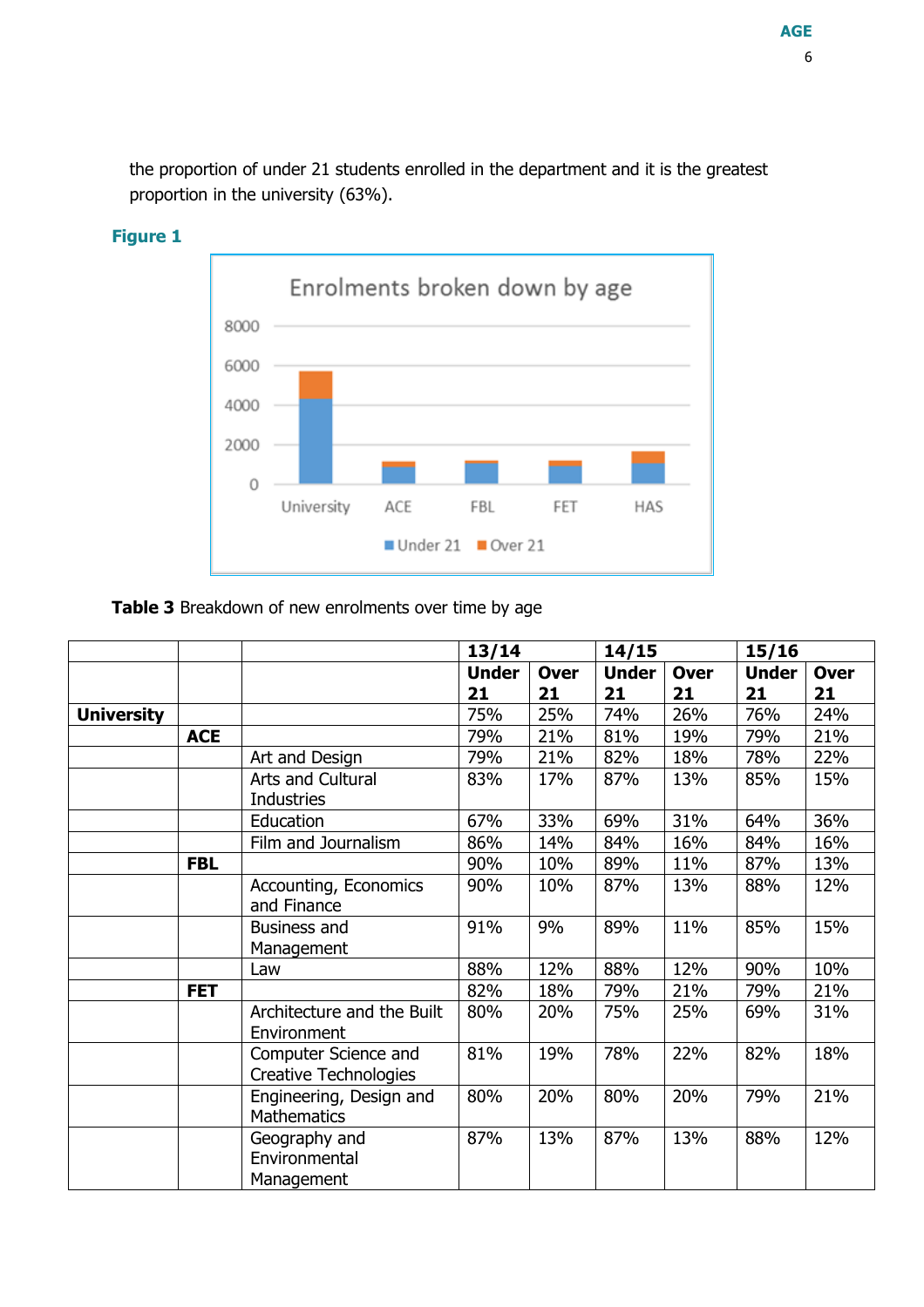the proportion of under 21 students enrolled in the department and it is the greatest proportion in the university (63%).

**Figure 1**

**Table 3** Breakdown of new enrolments over time by age

| | | | 13/14 | | 14/15 | | 15/16 | |
|---|---|---|---|---|---|---|---|---|
| | | | **Under 21** | **Over 21** | **Under 21** | **Over 21** | **Under 21** | **Over 21** |
| **University** | | | 75% | 25% | 74% | 26% | 76% | 24% |
| | **ACE** | | 79% | 21% | 81% | 19% | 79% | 21% |
| | | Art and Design | 79% | 21% | 82% | 18% | 78% | 22% |
| | | Arts and Cultural Industries | 83% | 17% | 87% | 13% | 85% | 15% |
| | | Education | 67% | 33% | 69% | 31% | 64% | 36% |
| | | Film and Journalism | 86% | 14% | 84% | 16% | 84% | 16% |
| | **FBL** | | 90% | 10% | 89% | 11% | 87% | 13% |
| | | Accounting, Economics and Finance | 90% | 10% | 87% | 13% | 88% | 12% |
| | | Business and Management | 91% | 9% | 89% | 11% | 85% | 15% |
| | | Law | 88% | 12% | 88% | 12% | 90% | 10% |
| | **FET** | | 82% | 18% | 79% | 21% | 79% | 21% |
| | | Architecture and the Built Environment | 80% | 20% | 75% | 25% | 69% | 31% |
| | | Computer Science and Creative Technologies | 81% | 19% | 78% | 22% | 82% | 18% |
| | | Engineering, Design and Mathematics | 80% | 20% | 80% | 20% | 79% | 21% |
| | | Geography and Environmental Management | 87% | 13% | 87% | 13% | 88% | 12% |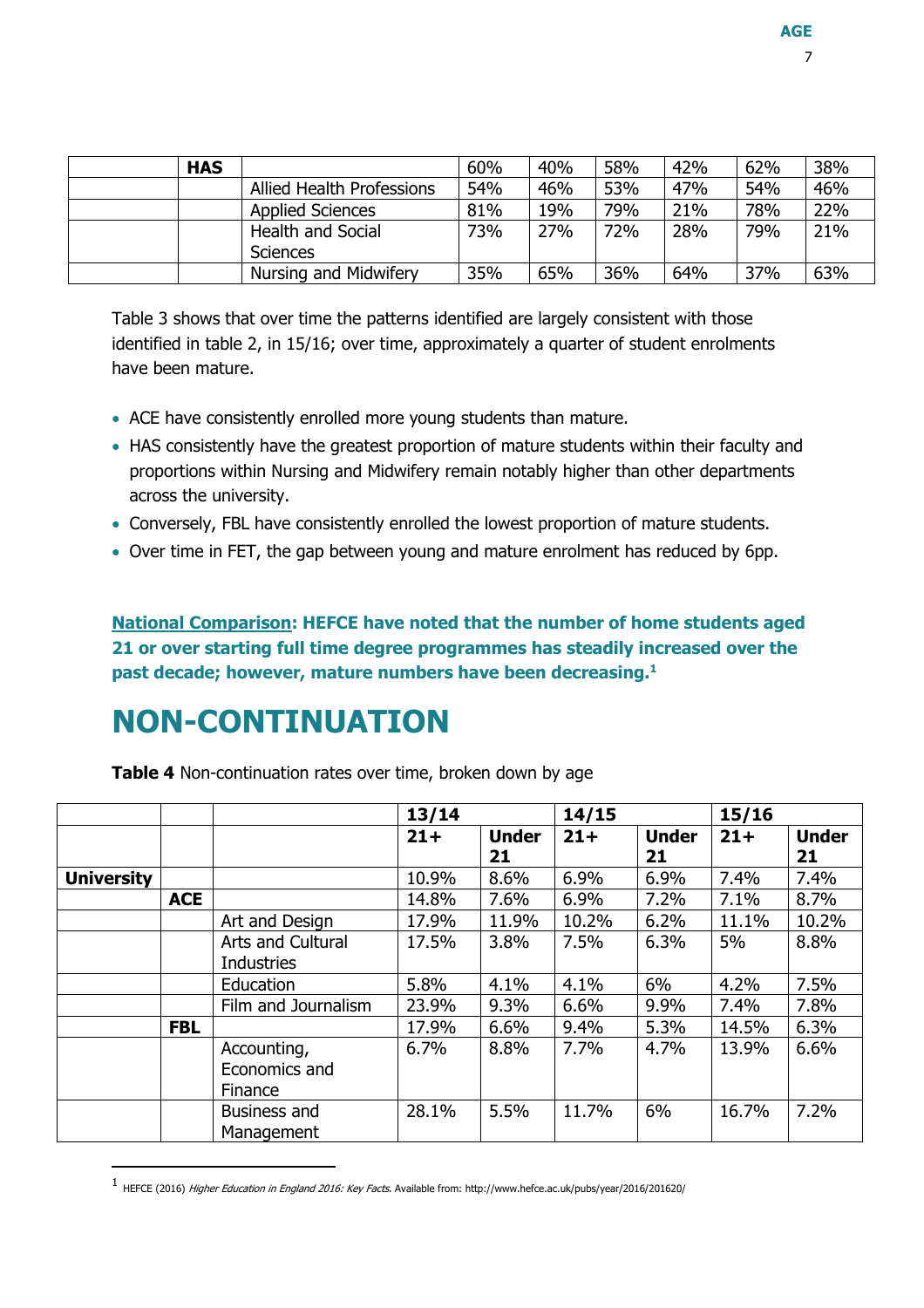| | HAS | | 60% | 40% | 58% | 42% | 62% | 38% |
|---|---|---|---|---|---|---|---|---|
| | | Allied Health Professions | 54% | 46% | 53% | 47% | 54% | 46% |
| | | Applied Sciences | 81% | 19% | 79% | 21% | 78% | 22% |
| | | Health and Social Sciences | 73% | 27% | 72% | 28% | 79% | 21% |
| | | Nursing and Midwifery | 35% | 65% | 36% | 64% | 37% | 63% |

Table 3 shows that over time the patterns identified are largely consistent with those identified in table 2, in 15/16; over time, approximately a quarter of student enrolments have been mature.

- ACE have consistently enrolled more young students than mature.
- HAS consistently have the greatest proportion of mature students within their faculty and proportions within Nursing and Midwifery remain notably higher than other departments across the university.
- Conversely, FBL have consistently enrolled the lowest proportion of mature students.
- Over time in FET, the gap between young and mature enrolment has reduced by 6pp.

**National Comparison: HEFCE have noted that the number of home students aged 21 or over starting full time degree programmes has steadily increased over the past decade; however, mature numbers have been decreasing.[1]**

# NON-CONTINUATION

**Table 4** Non-continuation rates over time, broken down by age

| | | | 13/14 | | 14/15 | | 15/16 | |
|---|---|---|---|---|---|---|---|---|
| | | | **21+** | **Under 21** | **21+** | **Under 21** | **21+** | **Under 21** |
| **University** | | | 10.9% | 8.6% | 6.9% | 6.9% | 7.4% | 7.4% |
| | **ACE** | | 14.8% | 7.6% | 6.9% | 7.2% | 7.1% | 8.7% |
| | | Art and Design | 17.9% | 11.9% | 10.2% | 6.2% | 11.1% | 10.2% |
| | | Arts and Cultural Industries | 17.5% | 3.8% | 7.5% | 6.3% | 5% | 8.8% |
| | | Education | 5.8% | 4.1% | 4.1% | 6% | 4.2% | 7.5% |
| | | Film and Journalism | 23.9% | 9.3% | 6.6% | 9.9% | 7.4% | 7.8% |
| | **FBL** | | 17.9% | 6.6% | 9.4% | 5.3% | 14.5% | 6.3% |
| | | Accounting, Economics and Finance | 6.7% | 8.8% | 7.7% | 4.7% | 13.9% | 6.6% |
| | | Business and Management | 28.1% | 5.5% | 11.7% | 6% | 16.7% | 7.2% |

[1] HEFCE (2016) *Higher Education in England 2016: Key Facts.* Available from: http://www.hefce.ac.uk/pubs/year/2016/201620/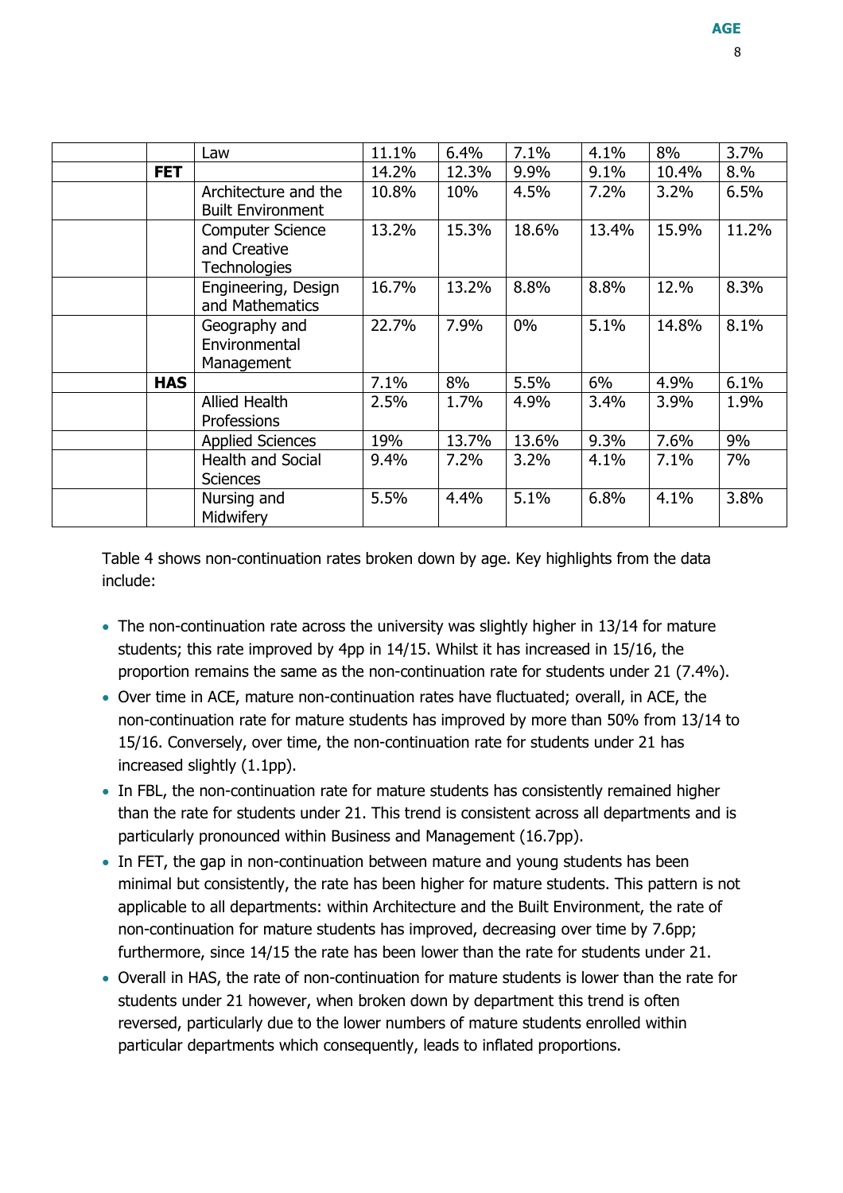|  |  | Law | 11.1% | 6.4% | 7.1% | 4.1% | 8% | 3.7% |
|---|---|---|---|---|---|---|---|---|
|  | **FET** |  | 14.2% | 12.3% | 9.9% | 9.1% | 10.4% | 8.% |
|  |  | Architecture and the Built Environment | 10.8% | 10% | 4.5% | 7.2% | 3.2% | 6.5% |
|  |  | Computer Science and Creative Technologies | 13.2% | 15.3% | 18.6% | 13.4% | 15.9% | 11.2% |
|  |  | Engineering, Design and Mathematics | 16.7% | 13.2% | 8.8% | 8.8% | 12.% | 8.3% |
|  |  | Geography and Environmental Management | 22.7% | 7.9% | 0% | 5.1% | 14.8% | 8.1% |
|  | **HAS** |  | 7.1% | 8% | 5.5% | 6% | 4.9% | 6.1% |
|  |  | Allied Health Professions | 2.5% | 1.7% | 4.9% | 3.4% | 3.9% | 1.9% |
|  |  | Applied Sciences | 19% | 13.7% | 13.6% | 9.3% | 7.6% | 9% |
|  |  | Health and Social Sciences | 9.4% | 7.2% | 3.2% | 4.1% | 7.1% | 7% |
|  |  | Nursing and Midwifery | 5.5% | 4.4% | 5.1% | 6.8% | 4.1% | 3.8% |

Table 4 shows non-continuation rates broken down by age. Key highlights from the data include:

- The non-continuation rate across the university was slightly higher in 13/14 for mature students; this rate improved by 4pp in 14/15. Whilst it has increased in 15/16, the proportion remains the same as the non-continuation rate for students under 21 (7.4%).
- Over time in ACE, mature non-continuation rates have fluctuated; overall, in ACE, the non-continuation rate for mature students has improved by more than 50% from 13/14 to 15/16. Conversely, over time, the non-continuation rate for students under 21 has increased slightly (1.1pp).
- In FBL, the non-continuation rate for mature students has consistently remained higher than the rate for students under 21. This trend is consistent across all departments and is particularly pronounced within Business and Management (16.7pp).
- In FET, the gap in non-continuation between mature and young students has been minimal but consistently, the rate has been higher for mature students. This pattern is not applicable to all departments: within Architecture and the Built Environment, the rate of non-continuation for mature students has improved, decreasing over time by 7.6pp; furthermore, since 14/15 the rate has been lower than the rate for students under 21.
- Overall in HAS, the rate of non-continuation for mature students is lower than the rate for students under 21 however, when broken down by department this trend is often reversed, particularly due to the lower numbers of mature students enrolled within particular departments which consequently, leads to inflated proportions.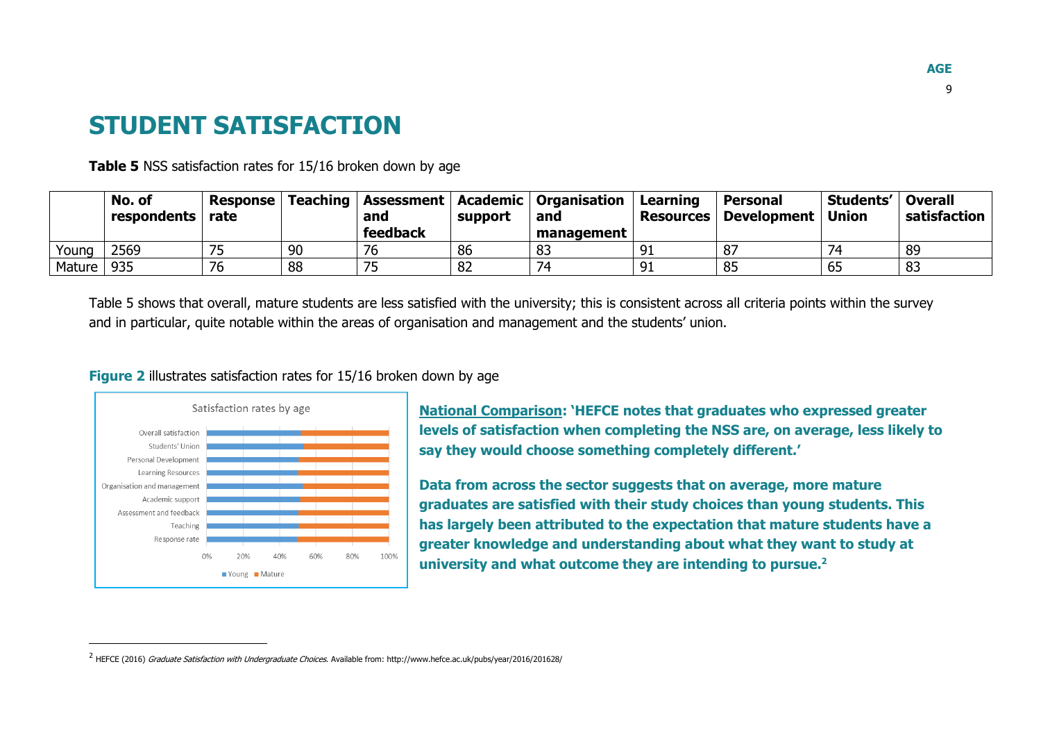# STUDENT SATISFACTION

**Table 5** NSS satisfaction rates for 15/16 broken down by age

| | No. of respondents | Response rate | Teaching | Assessment and feedback | Academic support | Organisation and management | Learning Resources | Personal Development | Students' Union | Overall satisfaction |
|---|---|---|---|---|---|---|---|---|---|---|
| Young | 2569 | 75 | 90 | 76 | 86 | 83 | 91 | 87 | 74 | 89 |
| Mature | 935 | 76 | 88 | 75 | 82 | 74 | 91 | 85 | 65 | 83 |

Table 5 shows that overall, mature students are less satisfied with the university; this is consistent across all criteria points within the survey and in particular, quite notable within the areas of organisation and management and the students' union.

**Figure 2** illustrates satisfaction rates for 15/16 broken down by age

**National Comparison: 'HEFCE notes that graduates who expressed greater levels of satisfaction when completing the NSS are, on average, less likely to say they would choose something completely different.'**

**Data from across the sector suggests that on average, more mature graduates are satisfied with their study choices than young students. This has largely been attributed to the expectation that mature students have a greater knowledge and understanding about what they want to study at university and what outcome they are intending to pursue.[2]**

[2] HEFCE (2016) *Graduate Satisfaction with Undergraduate Choices*. Available from: http://www.hefce.ac.uk/pubs/year/2016/201628/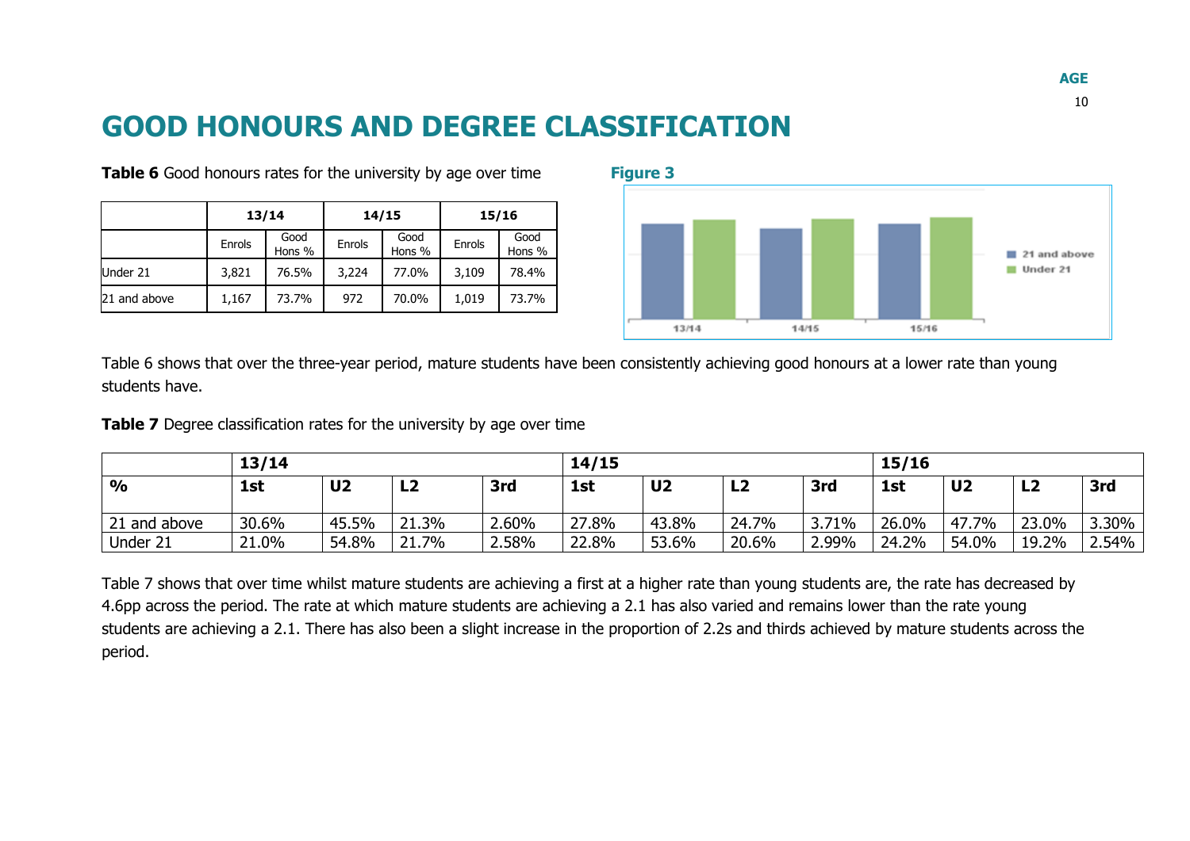# GOOD HONOURS AND DEGREE CLASSIFICATION

**Table 6** Good honours rates for the university by age over time

| | 13/14 | | 14/15 | | 15/16 | |
|---|---|---|---|---|---|---|
| | Enrols | Good Hons % | Enrols | Good Hons % | Enrols | Good Hons % |
| Under 21 | 3,821 | 76.5% | 3,224 | 77.0% | 3,109 | 78.4% |
| 21 and above | 1,167 | 73.7% | 972 | 70.0% | 1,019 | 73.7% |

**Figure 3**

Table 6 shows that over the three-year period, mature students have been consistently achieving good honours at a lower rate than young students have.

**Table 7** Degree classification rates for the university by age over time

| | 13/14 | | | | 14/15 | | | | 15/16 | | | |
|---|---|---|---|---|---|---|---|---|---|---|---|---|
| **%** | **1st** | **U2** | **L2** | **3rd** | **1st** | **U2** | **L2** | **3rd** | **1st** | **U2** | **L2** | **3rd** |
| 21 and above | 30.6% | 45.5% | 21.3% | 2.60% | 27.8% | 43.8% | 24.7% | 3.71% | 26.0% | 47.7% | 23.0% | 3.30% |
| Under 21 | 21.0% | 54.8% | 21.7% | 2.58% | 22.8% | 53.6% | 20.6% | 2.99% | 24.2% | 54.0% | 19.2% | 2.54% |

Table 7 shows that over time whilst mature students are achieving a first at a higher rate than young students are, the rate has decreased by 4.6pp across the period. The rate at which mature students are achieving a 2.1 has also varied and remains lower than the rate young students are achieving a 2.1. There has also been a slight increase in the proportion of 2.2s and thirds achieved by mature students across the period.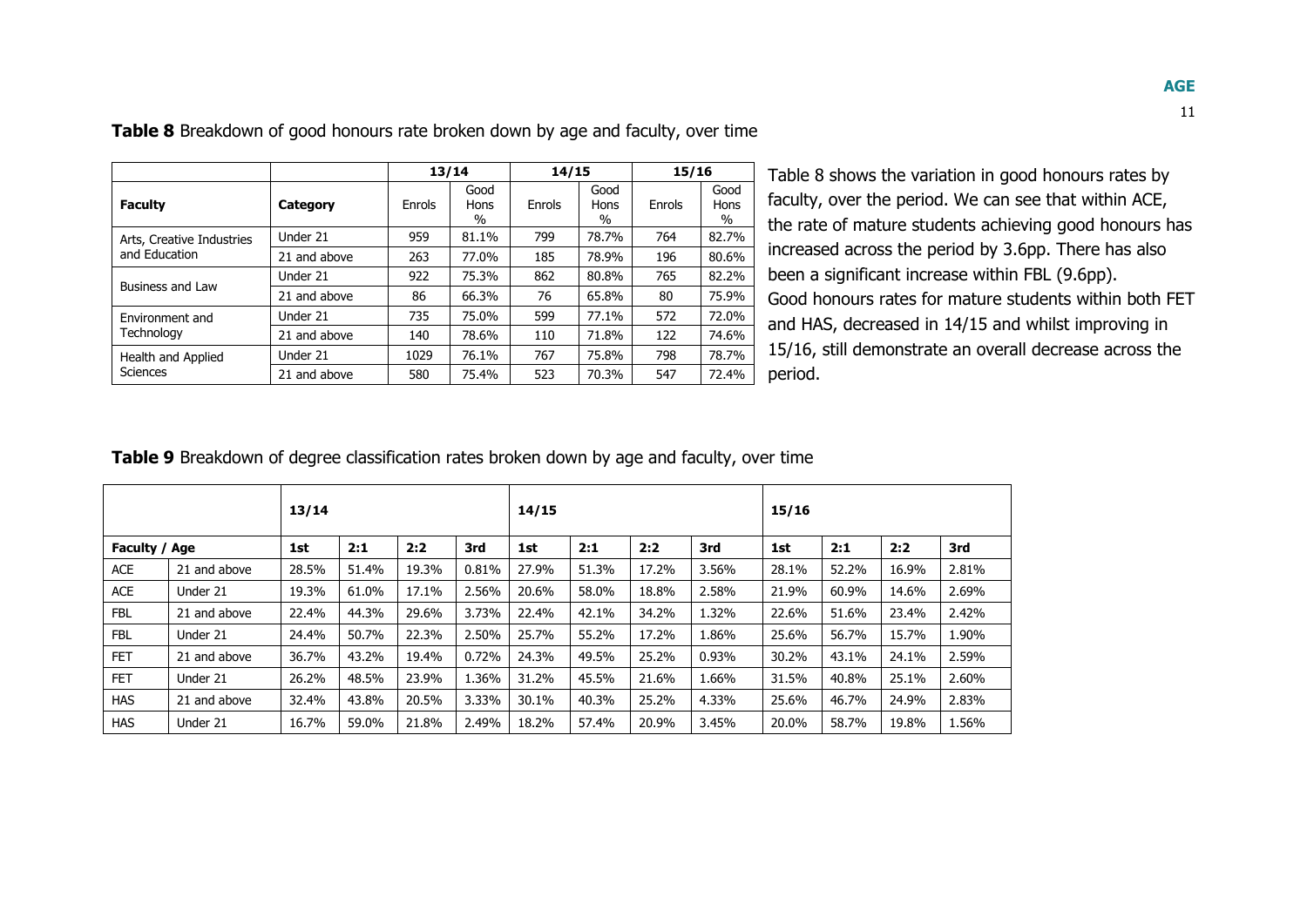**Table 8** Breakdown of good honours rate broken down by age and faculty, over time

| | | 13/14 | | 14/15 | | 15/16 | |
|---|---|---|---|---|---|---|---|
| **Faculty** | **Category** | Enrols | Good Hons % | Enrols | Good Hons % | Enrols | Good Hons % |
| Arts, Creative Industries and Education | Under 21 | 959 | 81.1% | 799 | 78.7% | 764 | 82.7% |
| | 21 and above | 263 | 77.0% | 185 | 78.9% | 196 | 80.6% |
| Business and Law | Under 21 | 922 | 75.3% | 862 | 80.8% | 765 | 82.2% |
| | 21 and above | 86 | 66.3% | 76 | 65.8% | 80 | 75.9% |
| Environment and Technology | Under 21 | 735 | 75.0% | 599 | 77.1% | 572 | 72.0% |
| | 21 and above | 140 | 78.6% | 110 | 71.8% | 122 | 74.6% |
| Health and Applied Sciences | Under 21 | 1029 | 76.1% | 767 | 75.8% | 798 | 78.7% |
| | 21 and above | 580 | 75.4% | 523 | 70.3% | 547 | 72.4% |

Table 8 shows the variation in good honours rates by faculty, over the period. We can see that within ACE, the rate of mature students achieving good honours has increased across the period by 3.6pp. There has also been a significant increase within FBL (9.6pp). Good honours rates for mature students within both FET and HAS, decreased in 14/15 and whilst improving in 15/16, still demonstrate an overall decrease across the period.

**Table 9** Breakdown of degree classification rates broken down by age and faculty, over time

| | | **13/14** | | | | **14/15** | | | | **15/16** | | | |
|---|---|---|---|---|---|---|---|---|---|---|---|---|---|
| **Faculty / Age** | | **1st** | **2:1** | **2:2** | **3rd** | **1st** | **2:1** | **2:2** | **3rd** | **1st** | **2:1** | **2:2** | **3rd** |
| ACE | 21 and above | 28.5% | 51.4% | 19.3% | 0.81% | 27.9% | 51.3% | 17.2% | 3.56% | 28.1% | 52.2% | 16.9% | 2.81% |
| ACE | Under 21 | 19.3% | 61.0% | 17.1% | 2.56% | 20.6% | 58.0% | 18.8% | 2.58% | 21.9% | 60.9% | 14.6% | 2.69% |
| FBL | 21 and above | 22.4% | 44.3% | 29.6% | 3.73% | 22.4% | 42.1% | 34.2% | 1.32% | 22.6% | 51.6% | 23.4% | 2.42% |
| FBL | Under 21 | 24.4% | 50.7% | 22.3% | 2.50% | 25.7% | 55.2% | 17.2% | 1.86% | 25.6% | 56.7% | 15.7% | 1.90% |
| FET | 21 and above | 36.7% | 43.2% | 19.4% | 0.72% | 24.3% | 49.5% | 25.2% | 0.93% | 30.2% | 43.1% | 24.1% | 2.59% |
| FET | Under 21 | 26.2% | 48.5% | 23.9% | 1.36% | 31.2% | 45.5% | 21.6% | 1.66% | 31.5% | 40.8% | 25.1% | 2.60% |
| HAS | 21 and above | 32.4% | 43.8% | 20.5% | 3.33% | 30.1% | 40.3% | 25.2% | 4.33% | 25.6% | 46.7% | 24.9% | 2.83% |
| HAS | Under 21 | 16.7% | 59.0% | 21.8% | 2.49% | 18.2% | 57.4% | 20.9% | 3.45% | 20.0% | 58.7% | 19.8% | 1.56% |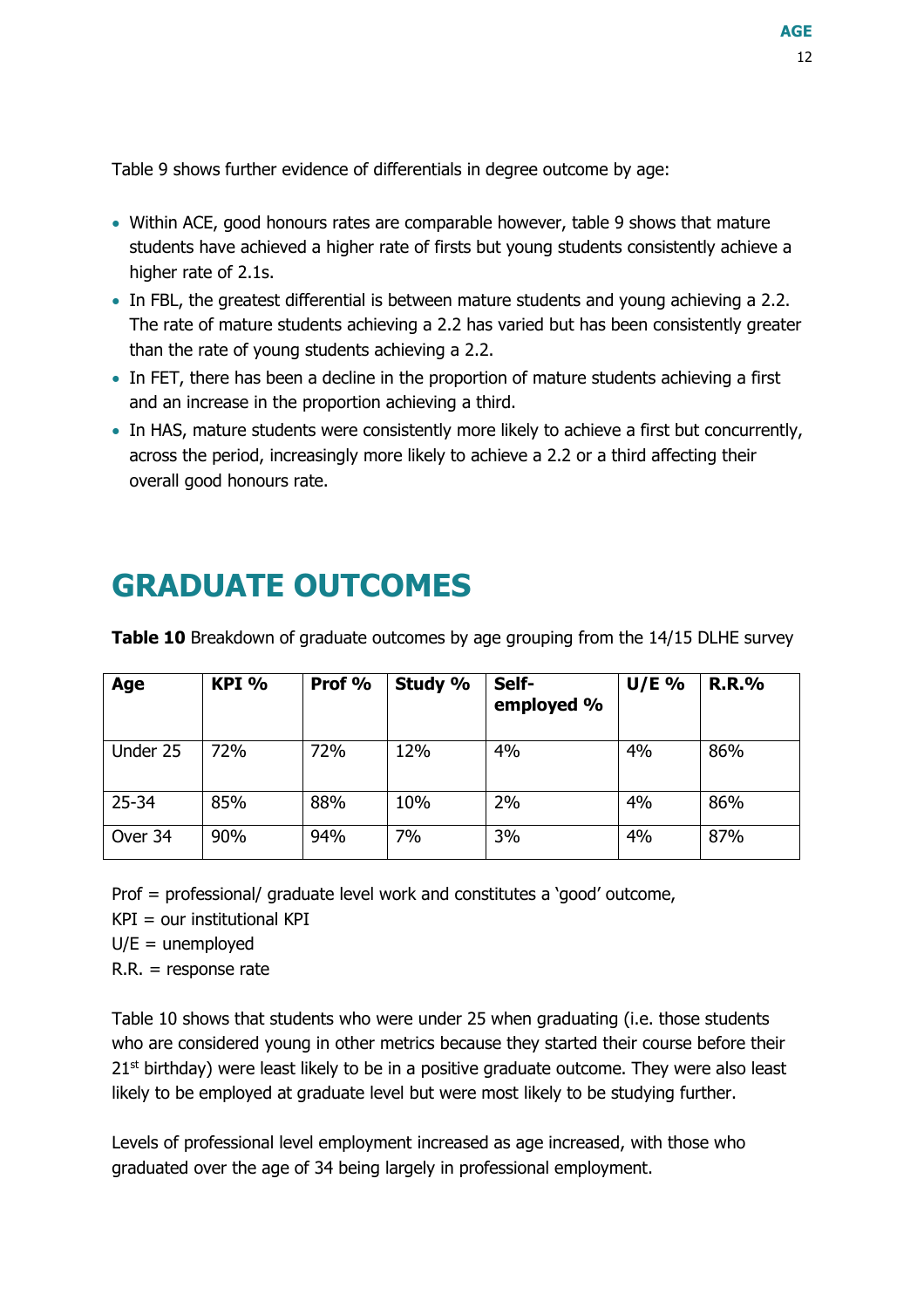Table 9 shows further evidence of differentials in degree outcome by age:

- Within ACE, good honours rates are comparable however, table 9 shows that mature students have achieved a higher rate of firsts but young students consistently achieve a higher rate of 2.1s.
- In FBL, the greatest differential is between mature students and young achieving a 2.2. The rate of mature students achieving a 2.2 has varied but has been consistently greater than the rate of young students achieving a 2.2.
- In FET, there has been a decline in the proportion of mature students achieving a first and an increase in the proportion achieving a third.
- In HAS, mature students were consistently more likely to achieve a first but concurrently, across the period, increasingly more likely to achieve a 2.2 or a third affecting their overall good honours rate.

# GRADUATE OUTCOMES

**Table 10** Breakdown of graduate outcomes by age grouping from the 14/15 DLHE survey

| Age | KPI % | Prof % | Study % | Self-employed % | U/E % | R.R.% |
|---|---|---|---|---|---|---|
| Under 25 | 72% | 72% | 12% | 4% | 4% | 86% |
| 25-34 | 85% | 88% | 10% | 2% | 4% | 86% |
| Over 34 | 90% | 94% | 7% | 3% | 4% | 87% |

Prof = professional/ graduate level work and constitutes a 'good' outcome,
KPI = our institutional KPI
U/E = unemployed
R.R. = response rate

Table 10 shows that students who were under 25 when graduating (i.e. those students who are considered young in other metrics because they started their course before their 21st birthday) were least likely to be in a positive graduate outcome. They were also least likely to be employed at graduate level but were most likely to be studying further.

Levels of professional level employment increased as age increased, with those who graduated over the age of 34 being largely in professional employment.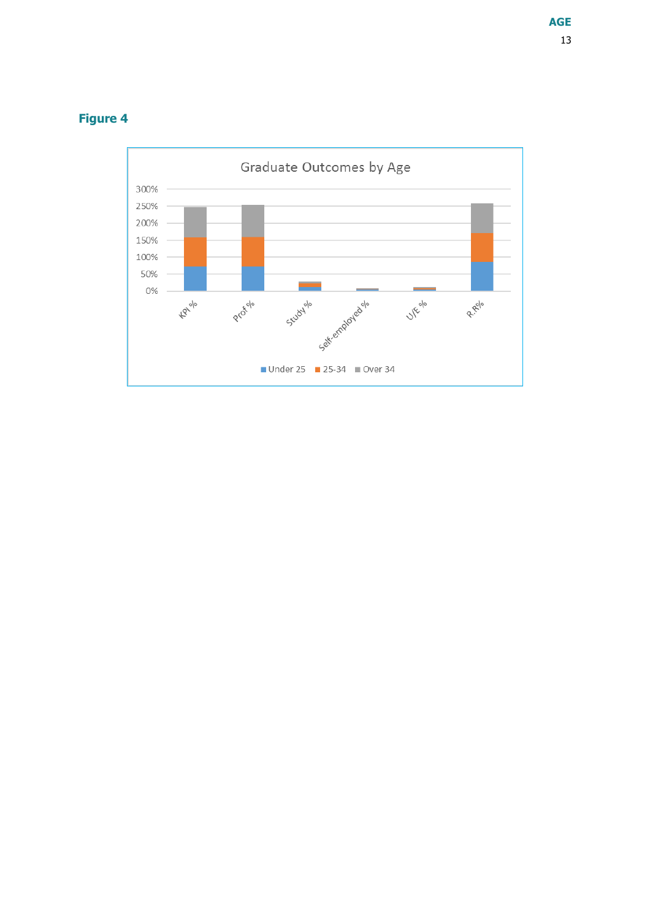## Figure 4

Graduate Outcomes by Age

300%
250%
200%
150%
100%
50%
0%

KPI %
Prof %
Study %
Self-employed %
U/E %
R.R%

Under 25
25-34
Over 34